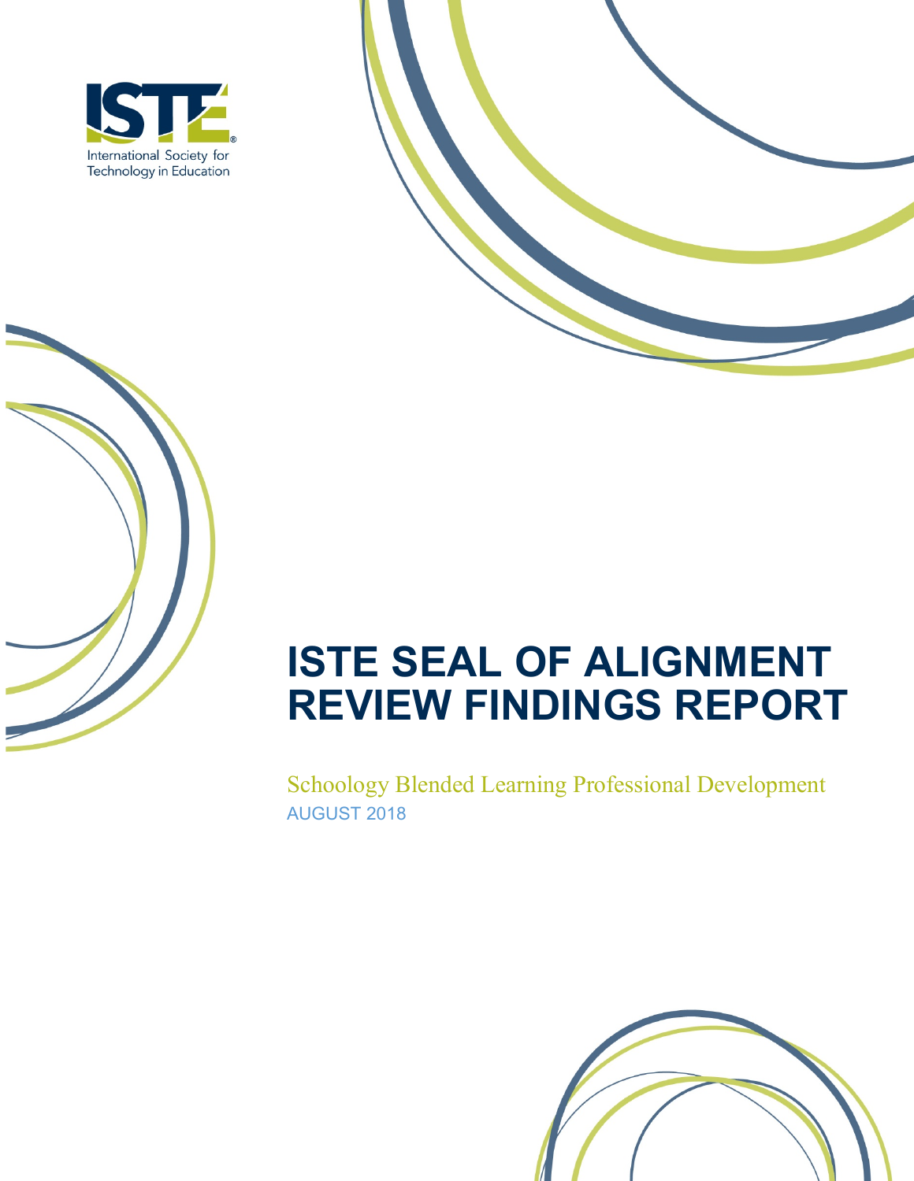ISTE

International Society for Technology in Education

# ISTE SEAL OF ALIGNMENT REVIEW FINDINGS REPORT

Schoology Blended Learning Professional Development

AUGUST 2018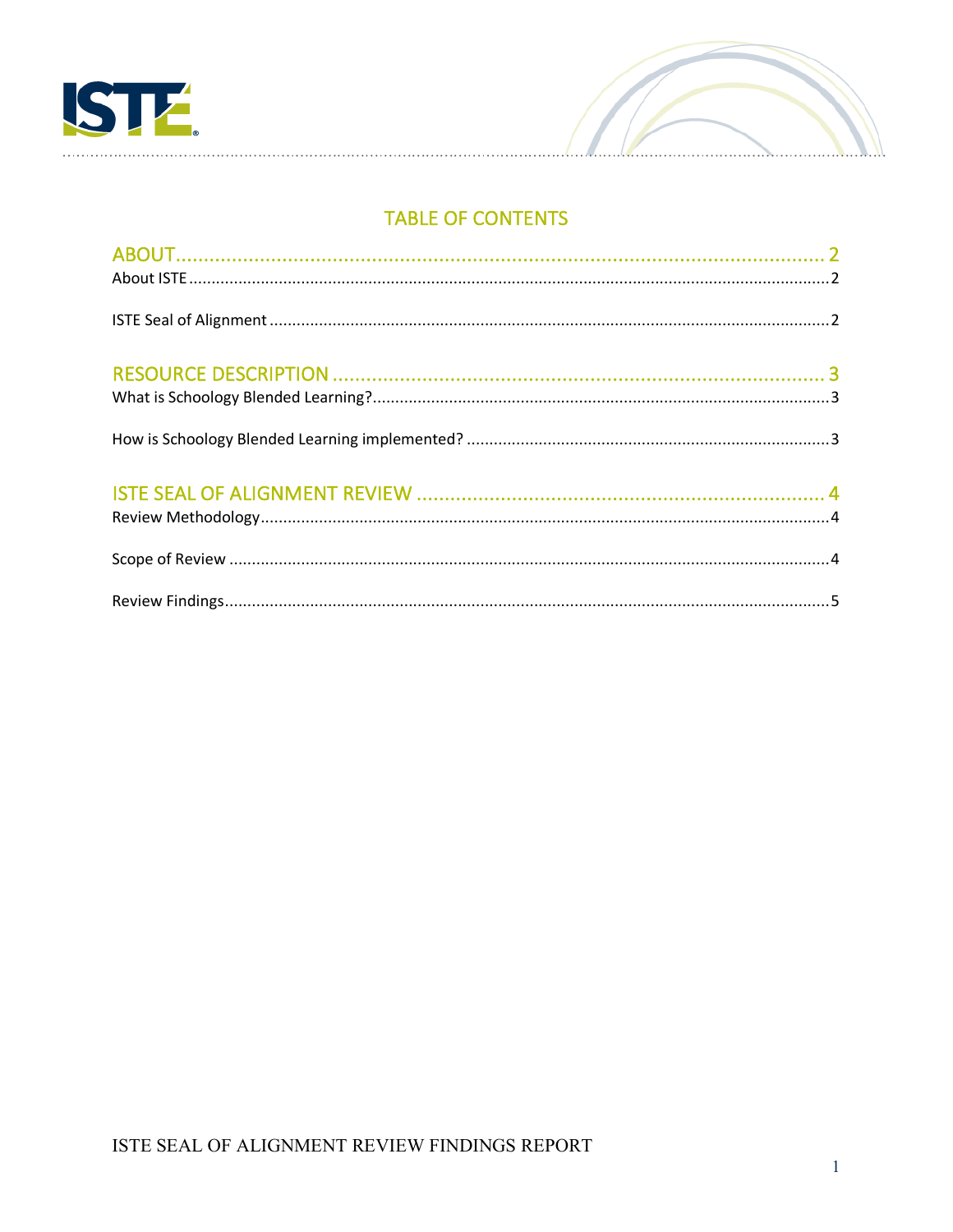## TABLE OF CONTENTS

ABOUT ........................................................................................................ 2
About ISTE ........................................................................................................ 2

ISTE Seal of Alignment ........................................................................................................ 2

RESOURCE DESCRIPTION ........................................................................................................ 3
What is Schoology Blended Learning? ........................................................................................................ 3

How is Schoology Blended Learning implemented? ........................................................................................................ 3

ISTE SEAL OF ALIGNMENT REVIEW ........................................................................................................ 4
Review Methodology ........................................................................................................ 4

Scope of Review ........................................................................................................ 4

Review Findings ........................................................................................................ 5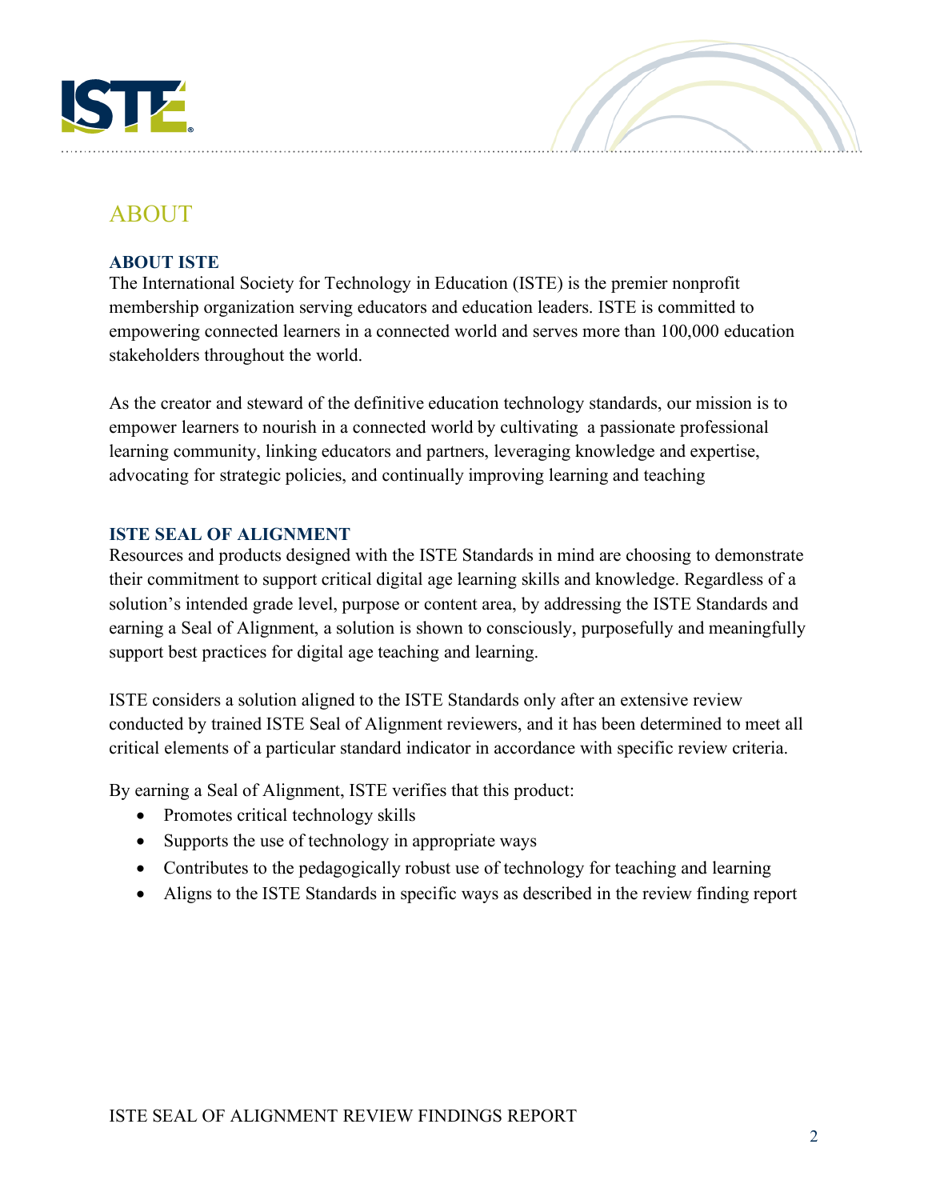# ABOUT

## ABOUT ISTE

The International Society for Technology in Education (ISTE) is the premier nonprofit membership organization serving educators and education leaders. ISTE is committed to empowering connected learners in a connected world and serves more than 100,000 education stakeholders throughout the world.

As the creator and steward of the definitive education technology standards, our mission is to empower learners to nourish in a connected world by cultivating  a passionate professional learning community, linking educators and partners, leveraging knowledge and expertise, advocating for strategic policies, and continually improving learning and teaching

## ISTE SEAL OF ALIGNMENT

Resources and products designed with the ISTE Standards in mind are choosing to demonstrate their commitment to support critical digital age learning skills and knowledge. Regardless of a solution's intended grade level, purpose or content area, by addressing the ISTE Standards and earning a Seal of Alignment, a solution is shown to consciously, purposefully and meaningfully support best practices for digital age teaching and learning.

ISTE considers a solution aligned to the ISTE Standards only after an extensive review conducted by trained ISTE Seal of Alignment reviewers, and it has been determined to meet all critical elements of a particular standard indicator in accordance with specific review criteria.

By earning a Seal of Alignment, ISTE verifies that this product:

- Promotes critical technology skills
- Supports the use of technology in appropriate ways
- Contributes to the pedagogically robust use of technology for teaching and learning
- Aligns to the ISTE Standards in specific ways as described in the review finding report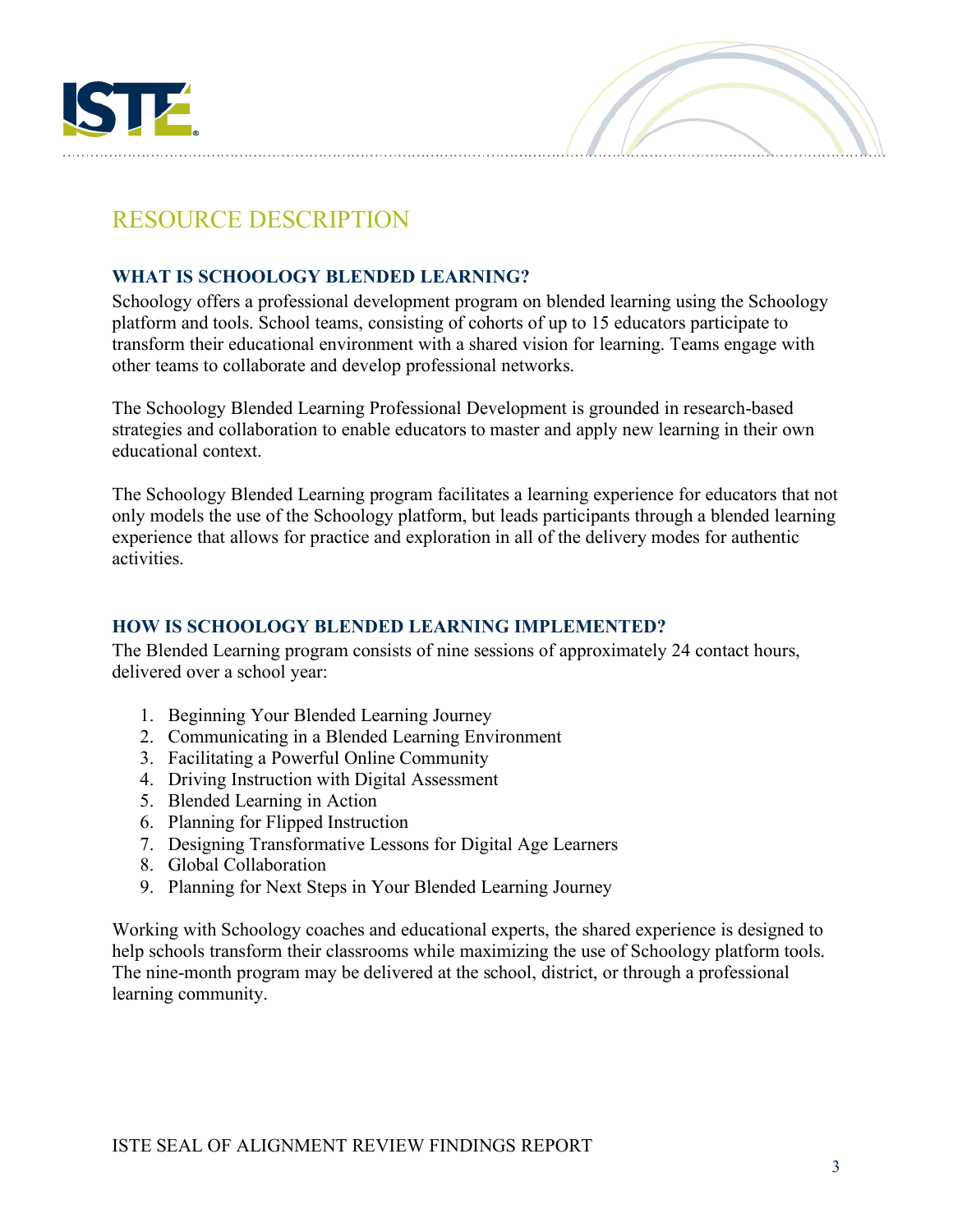# RESOURCE DESCRIPTION

### WHAT IS SCHOOLOGY BLENDED LEARNING?

Schoology offers a professional development program on blended learning using the Schoology platform and tools. School teams, consisting of cohorts of up to 15 educators participate to transform their educational environment with a shared vision for learning. Teams engage with other teams to collaborate and develop professional networks.

The Schoology Blended Learning Professional Development is grounded in research-based strategies and collaboration to enable educators to master and apply new learning in their own educational context.

The Schoology Blended Learning program facilitates a learning experience for educators that not only models the use of the Schoology platform, but leads participants through a blended learning experience that allows for practice and exploration in all of the delivery modes for authentic activities.

### HOW IS SCHOOLOGY BLENDED LEARNING IMPLEMENTED?

The Blended Learning program consists of nine sessions of approximately 24 contact hours, delivered over a school year:

1. Beginning Your Blended Learning Journey
2. Communicating in a Blended Learning Environment
3. Facilitating a Powerful Online Community
4. Driving Instruction with Digital Assessment
5. Blended Learning in Action
6. Planning for Flipped Instruction
7. Designing Transformative Lessons for Digital Age Learners
8. Global Collaboration
9. Planning for Next Steps in Your Blended Learning Journey

Working with Schoology coaches and educational experts, the shared experience is designed to help schools transform their classrooms while maximizing the use of Schoology platform tools. The nine-month program may be delivered at the school, district, or through a professional learning community.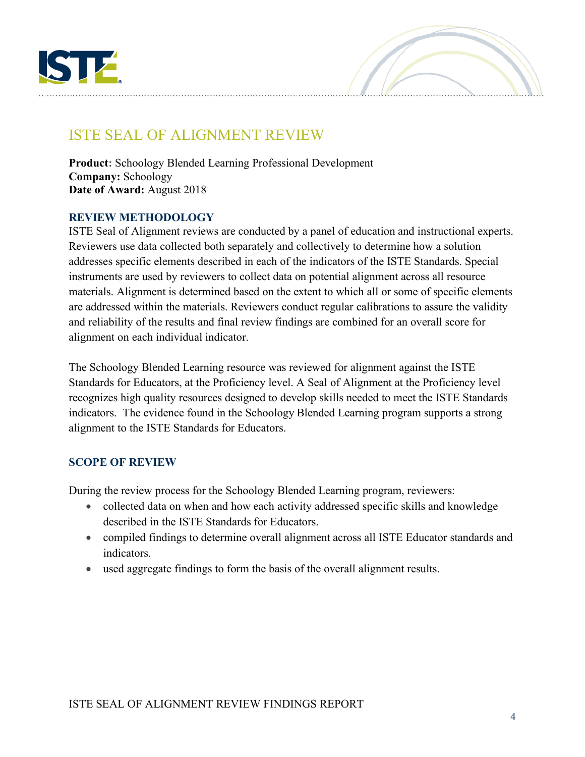# ISTE SEAL OF ALIGNMENT REVIEW

**Product:** Schoology Blended Learning Professional Development
**Company:** Schoology
**Date of Award:** August 2018

## REVIEW METHODOLOGY

ISTE Seal of Alignment reviews are conducted by a panel of education and instructional experts. Reviewers use data collected both separately and collectively to determine how a solution addresses specific elements described in each of the indicators of the ISTE Standards. Special instruments are used by reviewers to collect data on potential alignment across all resource materials. Alignment is determined based on the extent to which all or some of specific elements are addressed within the materials. Reviewers conduct regular calibrations to assure the validity and reliability of the results and final review findings are combined for an overall score for alignment on each individual indicator.

The Schoology Blended Learning resource was reviewed for alignment against the ISTE Standards for Educators, at the Proficiency level. A Seal of Alignment at the Proficiency level recognizes high quality resources designed to develop skills needed to meet the ISTE Standards indicators. The evidence found in the Schoology Blended Learning program supports a strong alignment to the ISTE Standards for Educators.

## SCOPE OF REVIEW

During the review process for the Schoology Blended Learning program, reviewers:

- collected data on when and how each activity addressed specific skills and knowledge described in the ISTE Standards for Educators.
- compiled findings to determine overall alignment across all ISTE Educator standards and indicators.
- used aggregate findings to form the basis of the overall alignment results.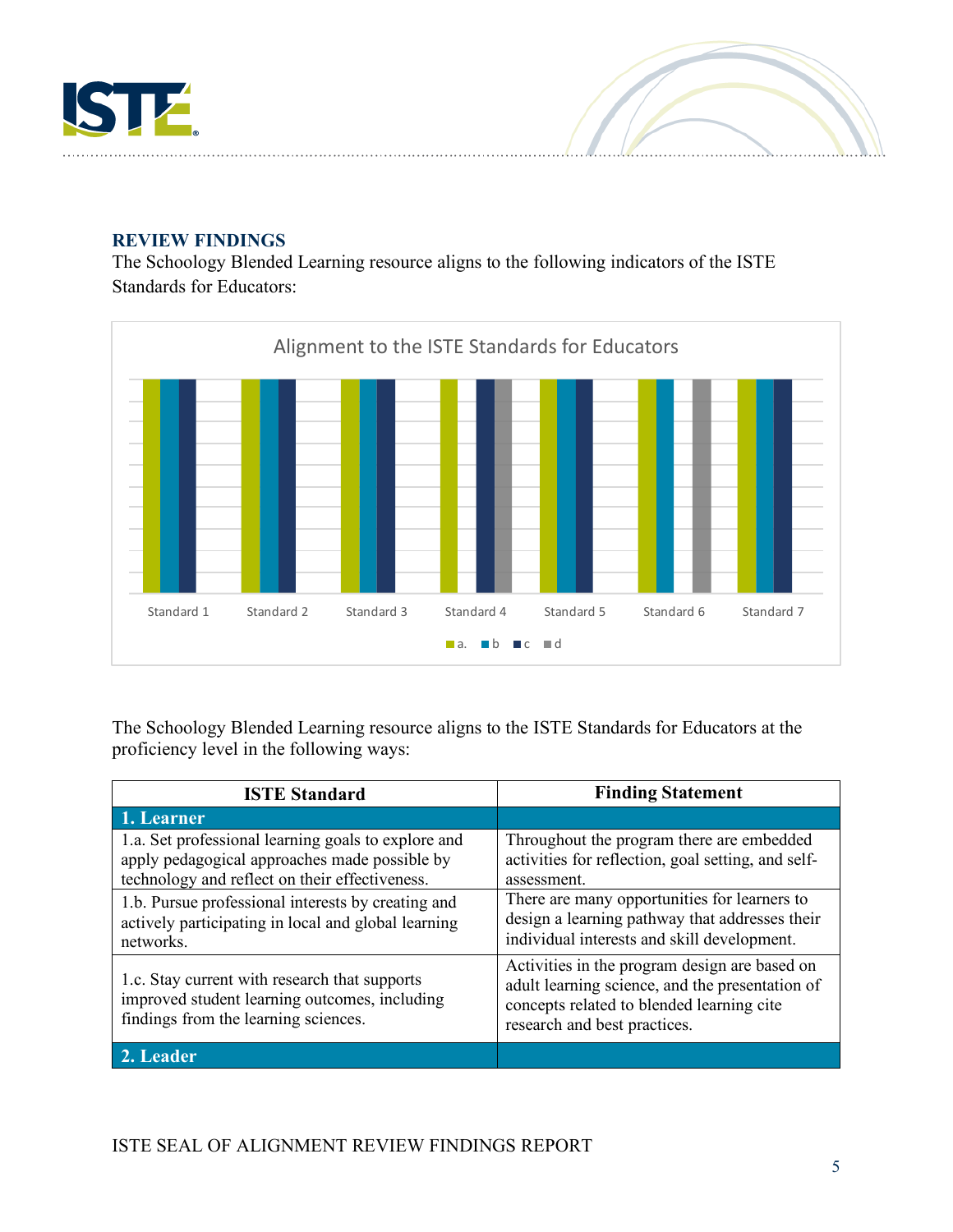## REVIEW FINDINGS

The Schoology Blended Learning resource aligns to the following indicators of the ISTE Standards for Educators:

Alignment to the ISTE Standards for Educators

Standard 1 Standard 2 Standard 3 Standard 4 Standard 5 Standard 6 Standard 7

a. b c d

The Schoology Blended Learning resource aligns to the ISTE Standards for Educators at the proficiency level in the following ways:

| ISTE Standard | Finding Statement |
|---|---|
| **1. Learner** | |
| 1.a. Set professional learning goals to explore and apply pedagogical approaches made possible by technology and reflect on their effectiveness. | Throughout the program there are embedded activities for reflection, goal setting, and self-assessment. |
| 1.b. Pursue professional interests by creating and actively participating in local and global learning networks. | There are many opportunities for learners to design a learning pathway that addresses their individual interests and skill development. |
| 1.c. Stay current with research that supports improved student learning outcomes, including findings from the learning sciences. | Activities in the program design are based on adult learning science, and the presentation of concepts related to blended learning cite research and best practices. |
| **2. Leader** | |

ISTE SEAL OF ALIGNMENT REVIEW FINDINGS REPORT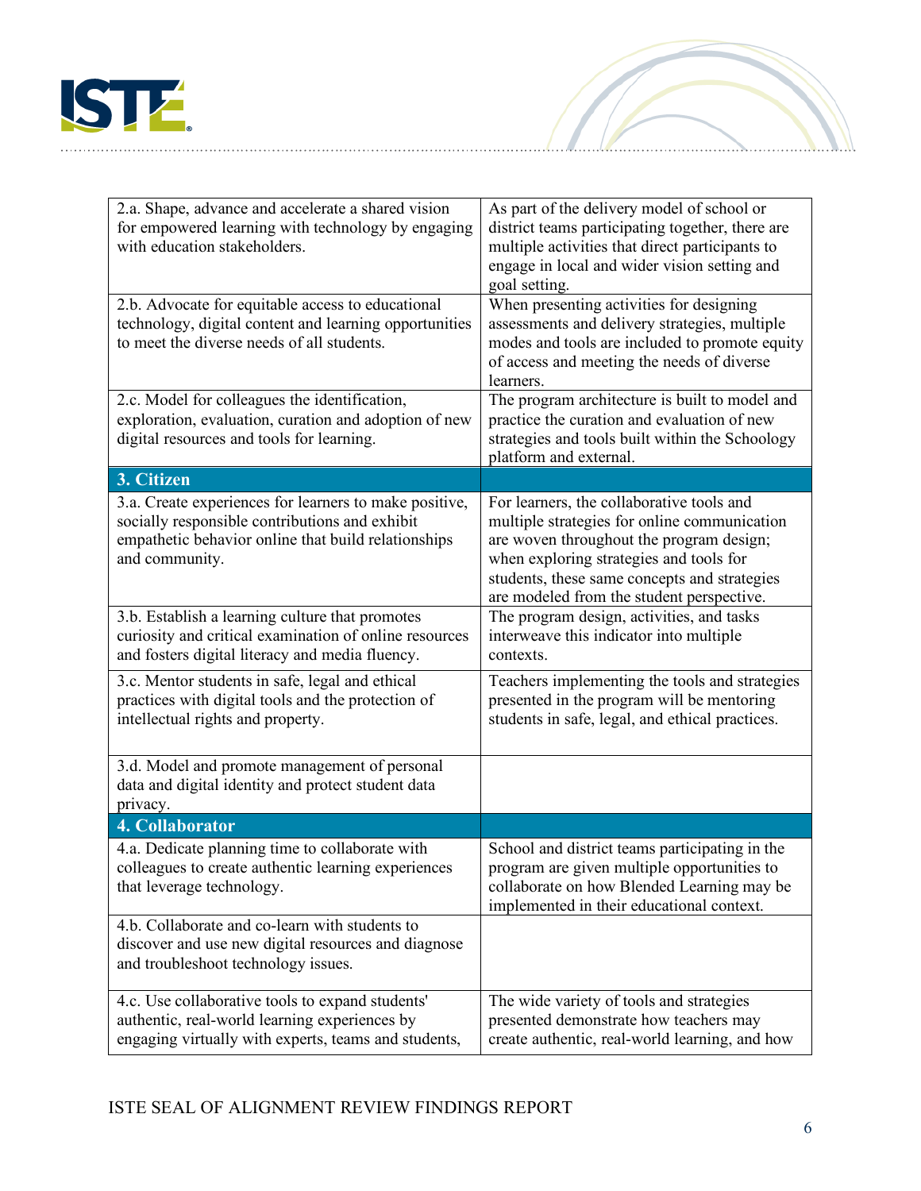| | |
|---|---|
| 2.a. Shape, advance and accelerate a shared vision for empowered learning with technology by engaging with education stakeholders. | As part of the delivery model of school or district teams participating together, there are multiple activities that direct participants to engage in local and wider vision setting and goal setting. |
| 2.b. Advocate for equitable access to educational technology, digital content and learning opportunities to meet the diverse needs of all students. | When presenting activities for designing assessments and delivery strategies, multiple modes and tools are included to promote equity of access and meeting the needs of diverse learners. |
| 2.c. Model for colleagues the identification, exploration, evaluation, curation and adoption of new digital resources and tools for learning. | The program architecture is built to model and practice the curation and evaluation of new strategies and tools built within the Schoology platform and external. |
| **3. Citizen** | |
| 3.a. Create experiences for learners to make positive, socially responsible contributions and exhibit empathetic behavior online that build relationships and community. | For learners, the collaborative tools and multiple strategies for online communication are woven throughout the program design; when exploring strategies and tools for students, these same concepts and strategies are modeled from the student perspective. |
| 3.b. Establish a learning culture that promotes curiosity and critical examination of online resources and fosters digital literacy and media fluency. | The program design, activities, and tasks interweave this indicator into multiple contexts. |
| 3.c. Mentor students in safe, legal and ethical practices with digital tools and the protection of intellectual rights and property. | Teachers implementing the tools and strategies presented in the program will be mentoring students in safe, legal, and ethical practices. |
| 3.d. Model and promote management of personal data and digital identity and protect student data privacy. | |
| **4. Collaborator** | |
| 4.a. Dedicate planning time to collaborate with colleagues to create authentic learning experiences that leverage technology. | School and district teams participating in the program are given multiple opportunities to collaborate on how Blended Learning may be implemented in their educational context. |
| 4.b. Collaborate and co-learn with students to discover and use new digital resources and diagnose and troubleshoot technology issues. | |
| 4.c. Use collaborative tools to expand students' authentic, real-world learning experiences by engaging virtually with experts, teams and students, | The wide variety of tools and strategies presented demonstrate how teachers may create authentic, real-world learning, and how |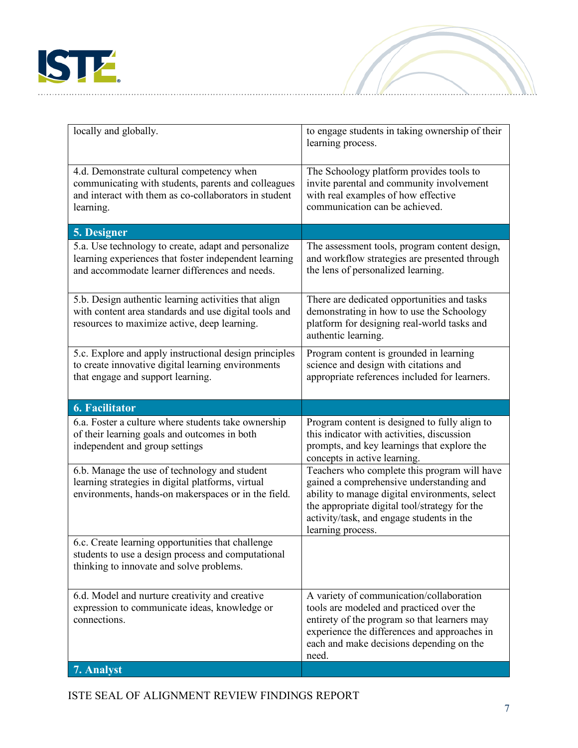| | |
|---|---|
| locally and globally. | to engage students in taking ownership of their learning process. |
| 4.d. Demonstrate cultural competency when communicating with students, parents and colleagues and interact with them as co-collaborators in student learning. | The Schoology platform provides tools to invite parental and community involvement with real examples of how effective communication can be achieved. |
| **5. Designer** | |
| 5.a. Use technology to create, adapt and personalize learning experiences that foster independent learning and accommodate learner differences and needs. | The assessment tools, program content design, and workflow strategies are presented through the lens of personalized learning. |
| 5.b. Design authentic learning activities that align with content area standards and use digital tools and resources to maximize active, deep learning. | There are dedicated opportunities and tasks demonstrating in how to use the Schoology platform for designing real-world tasks and authentic learning. |
| 5.c. Explore and apply instructional design principles to create innovative digital learning environments that engage and support learning. | Program content is grounded in learning science and design with citations and appropriate references included for learners. |
| **6. Facilitator** | |
| 6.a. Foster a culture where students take ownership of their learning goals and outcomes in both independent and group settings | Program content is designed to fully align to this indicator with activities, discussion prompts, and key learnings that explore the concepts in active learning. |
| 6.b. Manage the use of technology and student learning strategies in digital platforms, virtual environments, hands-on makerspaces or in the field. | Teachers who complete this program will have gained a comprehensive understanding and ability to manage digital environments, select the appropriate digital tool/strategy for the activity/task, and engage students in the learning process. |
| 6.c. Create learning opportunities that challenge students to use a design process and computational thinking to innovate and solve problems. | |
| 6.d. Model and nurture creativity and creative expression to communicate ideas, knowledge or connections. | A variety of communication/collaboration tools are modeled and practiced over the entirety of the program so that learners may experience the differences and approaches in each and make decisions depending on the need. |
| **7. Analyst** | |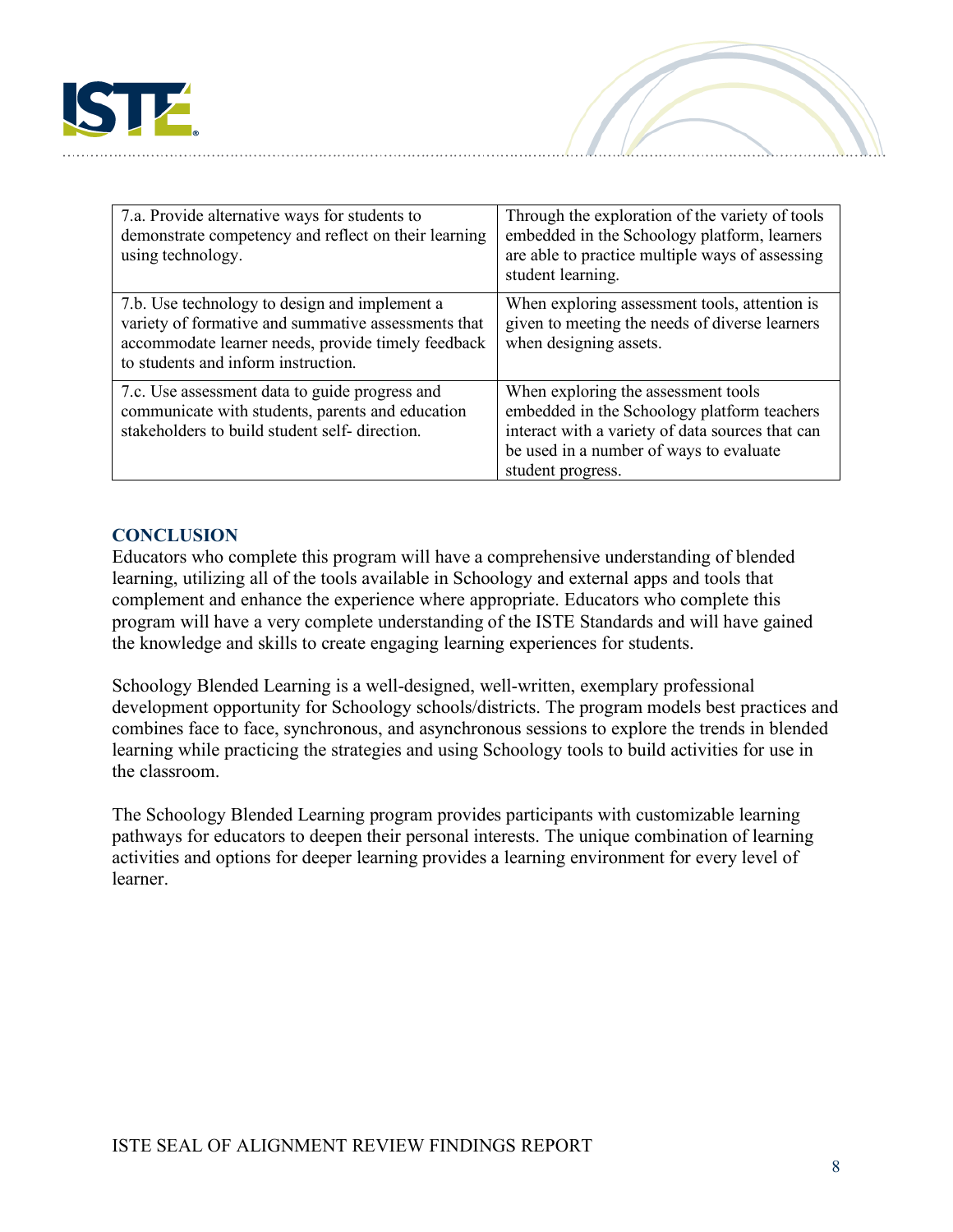| | |
|---|---|
| 7.a. Provide alternative ways for students to demonstrate competency and reflect on their learning using technology. | Through the exploration of the variety of tools embedded in the Schoology platform, learners are able to practice multiple ways of assessing student learning. |
| 7.b. Use technology to design and implement a variety of formative and summative assessments that accommodate learner needs, provide timely feedback to students and inform instruction. | When exploring assessment tools, attention is given to meeting the needs of diverse learners when designing assets. |
| 7.c. Use assessment data to guide progress and communicate with students, parents and education stakeholders to build student self- direction. | When exploring the assessment tools embedded in the Schoology platform teachers interact with a variety of data sources that can be used in a number of ways to evaluate student progress. |

## CONCLUSION

Educators who complete this program will have a comprehensive understanding of blended learning, utilizing all of the tools available in Schoology and external apps and tools that complement and enhance the experience where appropriate. Educators who complete this program will have a very complete understanding of the ISTE Standards and will have gained the knowledge and skills to create engaging learning experiences for students.

Schoology Blended Learning is a well-designed, well-written, exemplary professional development opportunity for Schoology schools/districts. The program models best practices and combines face to face, synchronous, and asynchronous sessions to explore the trends in blended learning while practicing the strategies and using Schoology tools to build activities for use in the classroom.

The Schoology Blended Learning program provides participants with customizable learning pathways for educators to deepen their personal interests. The unique combination of learning activities and options for deeper learning provides a learning environment for every level of learner.